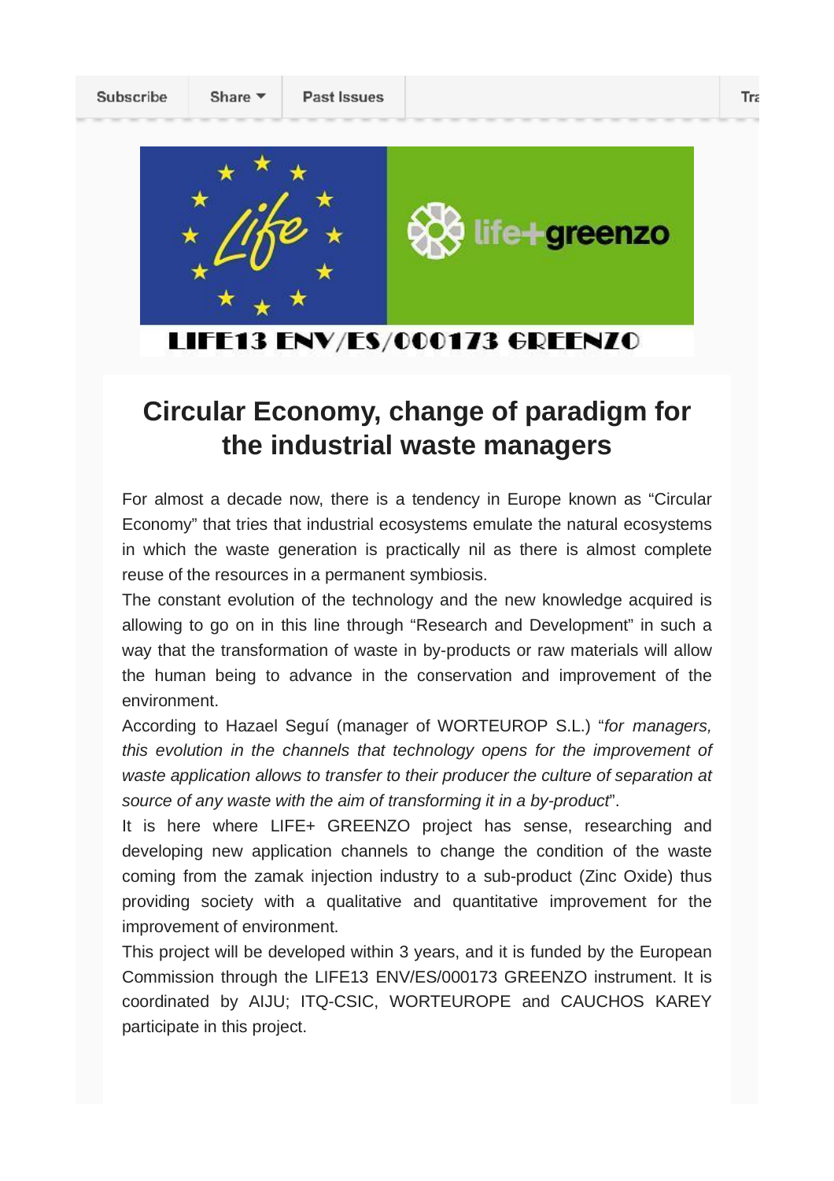Subscribe | Share | Past Issues

LIFE13 ENV/ES/000173 GREENZO

# Circular Economy, change of paradigm for the industrial waste managers

For almost a decade now, there is a tendency in Europe known as “Circular Economy” that tries that industrial ecosystems emulate the natural ecosystems in which the waste generation is practically nil as there is almost complete reuse of the resources in a permanent symbiosis.

The constant evolution of the technology and the new knowledge acquired is allowing to go on in this line through “Research and Development” in such a way that the transformation of waste in by-products or raw materials will allow the human being to advance in the conservation and improvement of the environment.

According to Hazael Seguí (manager of WORTEUROP S.L.) “*for managers, this evolution in the channels that technology opens for the improvement of waste application allows to transfer to their producer the culture of separation at source of any waste with the aim of transforming it in a by-product*”.

It is here where LIFE+ GREENZO project has sense, researching and developing new application channels to change the condition of the waste coming from the zamak injection industry to a sub-product (Zinc Oxide) thus providing society with a qualitative and quantitative improvement for the improvement of environment.

This project will be developed within 3 years, and it is funded by the European Commission through the LIFE13 ENV/ES/000173 GREENZO instrument. It is coordinated by AIJU; ITQ-CSIC, WORTEUROPE and CAUCHOS KAREY participate in this project.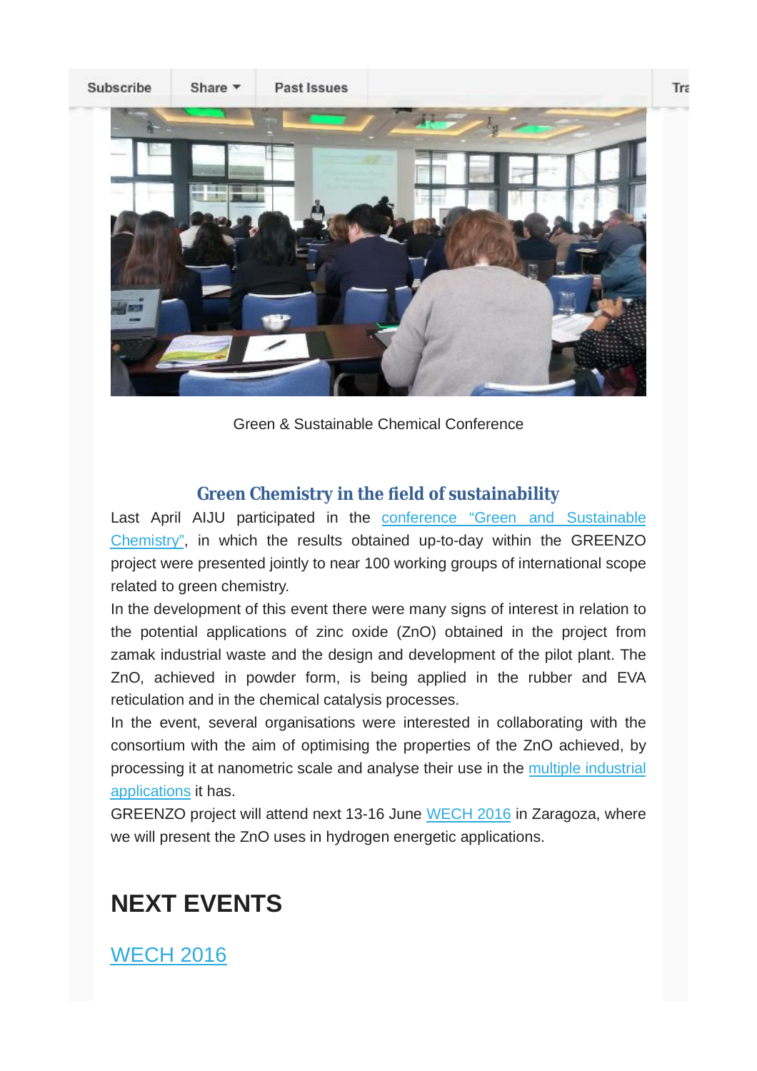Subscribe | Share | Past Issues | Tra

Green & Sustainable Chemical Conference

### Green Chemistry in the field of sustainability

Last April AIJU participated in the conference "Green and Sustainable Chemistry", in which the results obtained up-to-day within the GREENZO project were presented jointly to near 100 working groups of international scope related to green chemistry.

In the development of this event there were many signs of interest in relation to the potential applications of zinc oxide (ZnO) obtained in the project from zamak industrial waste and the design and development of the pilot plant. The ZnO, achieved in powder form, is being applied in the rubber and EVA reticulation and in the chemical catalysis processes.

In the event, several organisations were interested in collaborating with the consortium with the aim of optimising the properties of the ZnO achieved, by processing it at nanometric scale and analyse their use in the multiple industrial applications it has.

GREENZO project will attend next 13-16 June WECH 2016 in Zaragoza, where we will present the ZnO uses in hydrogen energetic applications.

## NEXT EVENTS

### WECH 2016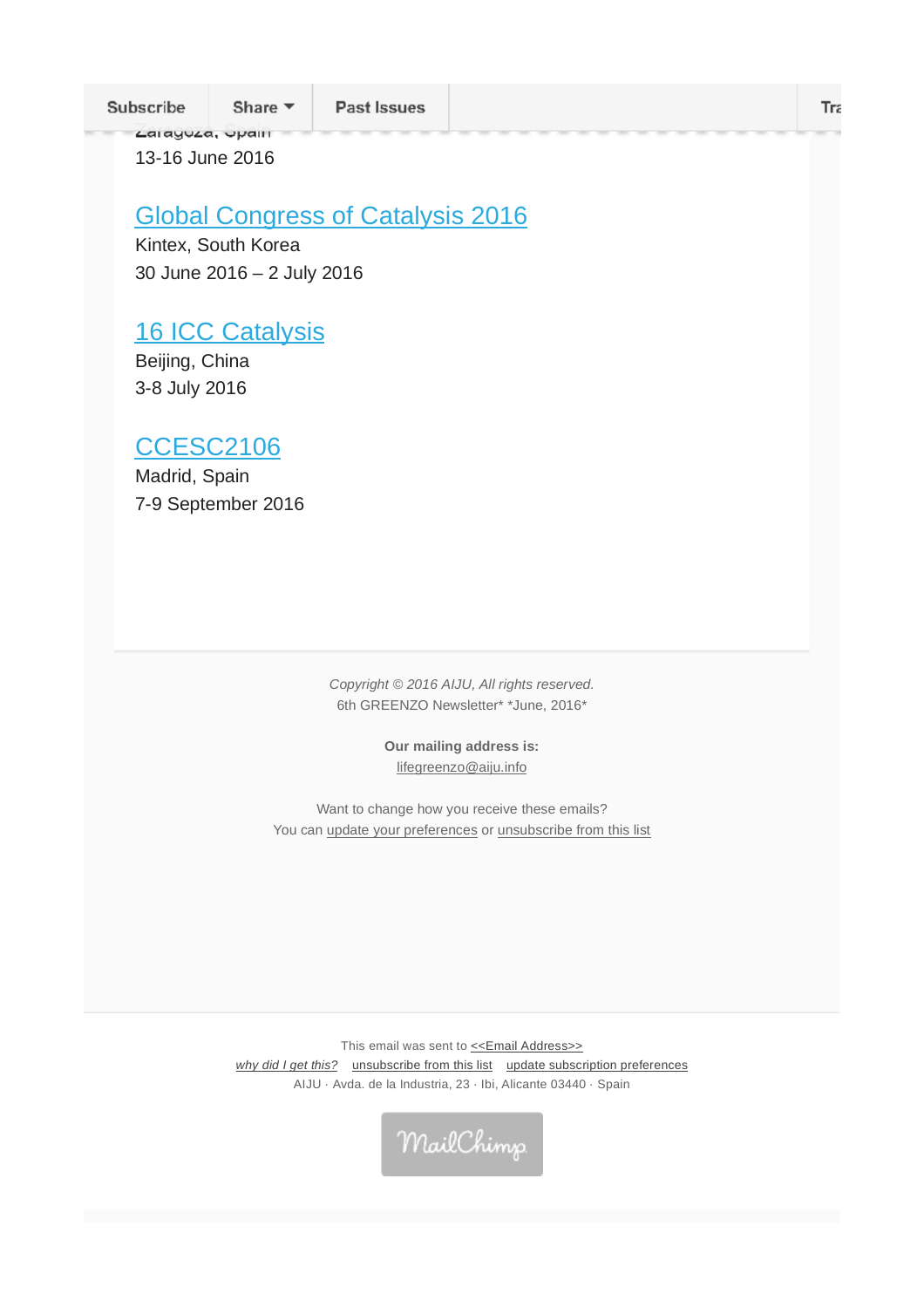Zaragoza, Spain
13-16 June 2016

## Global Congress of Catalysis 2016

Kintex, South Korea
30 June 2016 – 2 July 2016

## 16 ICC Catalysis

Beijing, China
3-8 July 2016

## CCESC2106

Madrid, Spain
7-9 September 2016

*Copyright © 2016 AIJU, All rights reserved.*
6th GREENZO Newsletter* *June, 2016*

**Our mailing address is:**
lifegreenzo@aiju.info

Want to change how you receive these emails?
You can update your preferences or unsubscribe from this list

This email was sent to <<Email Address>>
*why did I get this?* unsubscribe from this list update subscription preferences
AIJU · Avda. de la Industria, 23 · Ibi, Alicante 03440 · Spain

MailChimp